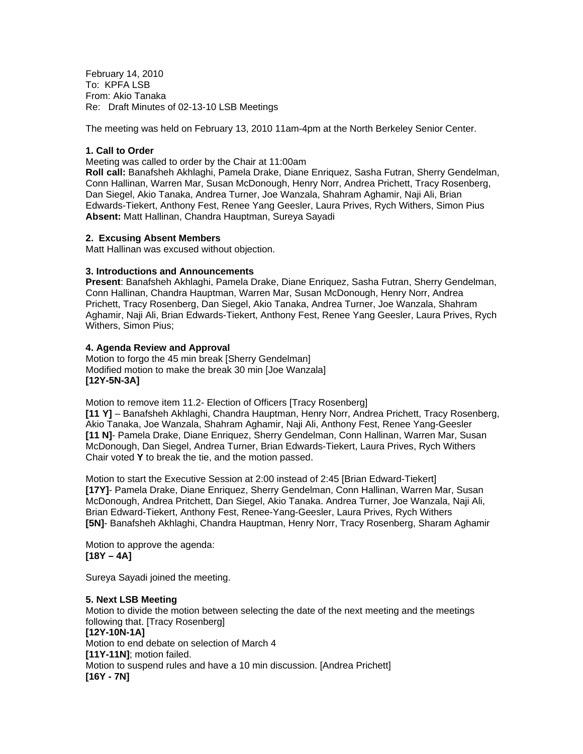February 14, 2010
To: KPFA LSB
From: Akio Tanaka
Re: Draft Minutes of 02-13-10 LSB Meetings

The meeting was held on February 13, 2010 11am-4pm at the North Berkeley Senior Center.

**1. Call to Order**
Meeting was called to order by the Chair at 11:00am
**Roll call:** Banafsheh Akhlaghi, Pamela Drake, Diane Enriquez, Sasha Futran, Sherry Gendelman, Conn Hallinan, Warren Mar, Susan McDonough, Henry Norr, Andrea Prichett, Tracy Rosenberg, Dan Siegel, Akio Tanaka, Andrea Turner, Joe Wanzala, Shahram Aghamir, Naji Ali, Brian Edwards-Tiekert, Anthony Fest, Renee Yang Geesler, Laura Prives, Rych Withers, Simon Pius
**Absent:** Matt Hallinan, Chandra Hauptman, Sureya Sayadi

**2. Excusing Absent Members**
Matt Hallinan was excused without objection.

**3. Introductions and Announcements**
**Present**: Banafsheh Akhlaghi, Pamela Drake, Diane Enriquez, Sasha Futran, Sherry Gendelman, Conn Hallinan, Chandra Hauptman, Warren Mar, Susan McDonough, Henry Norr, Andrea Prichett, Tracy Rosenberg, Dan Siegel, Akio Tanaka, Andrea Turner, Joe Wanzala, Shahram Aghamir, Naji Ali, Brian Edwards-Tiekert, Anthony Fest, Renee Yang Geesler, Laura Prives, Rych Withers, Simon Pius;

**4. Agenda Review and Approval**
Motion to forgo the 45 min break [Sherry Gendelman]
Modified motion to make the break 30 min [Joe Wanzala]
**[12Y-5N-3A]**

Motion to remove item 11.2- Election of Officers [Tracy Rosenberg]
**[11 Y]** – Banafsheh Akhlaghi, Chandra Hauptman, Henry Norr, Andrea Prichett, Tracy Rosenberg, Akio Tanaka, Joe Wanzala, Shahram Aghamir, Naji Ali, Anthony Fest, Renee Yang-Geesler
**[11 N]**- Pamela Drake, Diane Enriquez, Sherry Gendelman, Conn Hallinan, Warren Mar, Susan McDonough, Dan Siegel, Andrea Turner, Brian Edwards-Tiekert, Laura Prives, Rych Withers
Chair voted **Y** to break the tie, and the motion passed.

Motion to start the Executive Session at 2:00 instead of 2:45 [Brian Edward-Tiekert]
**[17Y]**- Pamela Drake, Diane Enriquez, Sherry Gendelman, Conn Hallinan, Warren Mar, Susan McDonough, Andrea Pritchett, Dan Siegel, Akio Tanaka. Andrea Turner, Joe Wanzala, Naji Ali, Brian Edward-Tiekert, Anthony Fest, Renee-Yang-Geesler, Laura Prives, Rych Withers
**[5N]**- Banafsheh Akhlaghi, Chandra Hauptman, Henry Norr, Tracy Rosenberg, Sharam Aghamir

Motion to approve the agenda:
**[18Y – 4A]**

Sureya Sayadi joined the meeting.

**5. Next LSB Meeting**
Motion to divide the motion between selecting the date of the next meeting and the meetings following that. [Tracy Rosenberg]
**[12Y-10N-1A]**
Motion to end debate on selection of March 4
**[11Y-11N]**; motion failed.
Motion to suspend rules and have a 10 min discussion. [Andrea Prichett]
**[16Y - 7N]**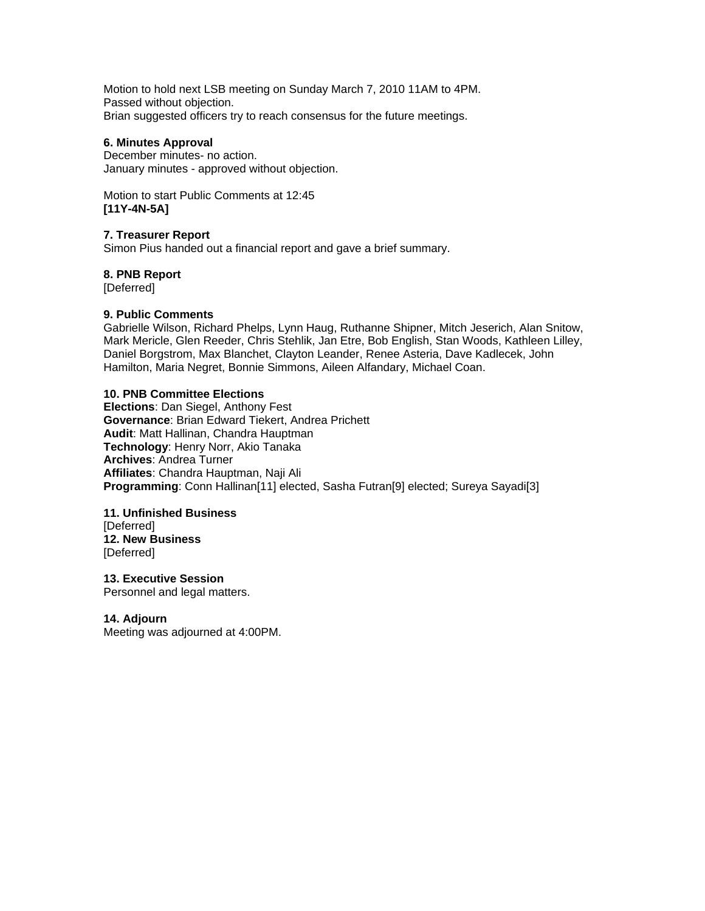Motion to hold next LSB meeting on Sunday March 7, 2010 11AM to 4PM.
Passed without objection.
Brian suggested officers try to reach consensus for the future meetings.

**6. Minutes Approval**
December minutes- no action.
January minutes - approved without objection.

Motion to start Public Comments at 12:45
**[11Y-4N-5A]**

**7. Treasurer Report**
Simon Pius handed out a financial report and gave a brief summary.

**8. PNB Report**
[Deferred]

**9. Public Comments**
Gabrielle Wilson, Richard Phelps, Lynn Haug, Ruthanne Shipner, Mitch Jeserich, Alan Snitow, Mark Mericle, Glen Reeder, Chris Stehlik, Jan Etre, Bob English, Stan Woods, Kathleen Lilley, Daniel Borgstrom, Max Blanchet, Clayton Leander, Renee Asteria, Dave Kadlecek, John Hamilton, Maria Negret, Bonnie Simmons, Aileen Alfandary, Michael Coan.

**10. PNB Committee Elections**
**Elections**: Dan Siegel, Anthony Fest
**Governance**: Brian Edward Tiekert, Andrea Prichett
**Audit**: Matt Hallinan, Chandra Hauptman
**Technology**: Henry Norr, Akio Tanaka
**Archives**: Andrea Turner
**Affiliates**: Chandra Hauptman, Naji Ali
**Programming**: Conn Hallinan[11] elected, Sasha Futran[9] elected; Sureya Sayadi[3]

**11. Unfinished Business**
[Deferred]
**12. New Business**
[Deferred]

**13. Executive Session**
Personnel and legal matters.

**14. Adjourn**
Meeting was adjourned at 4:00PM.